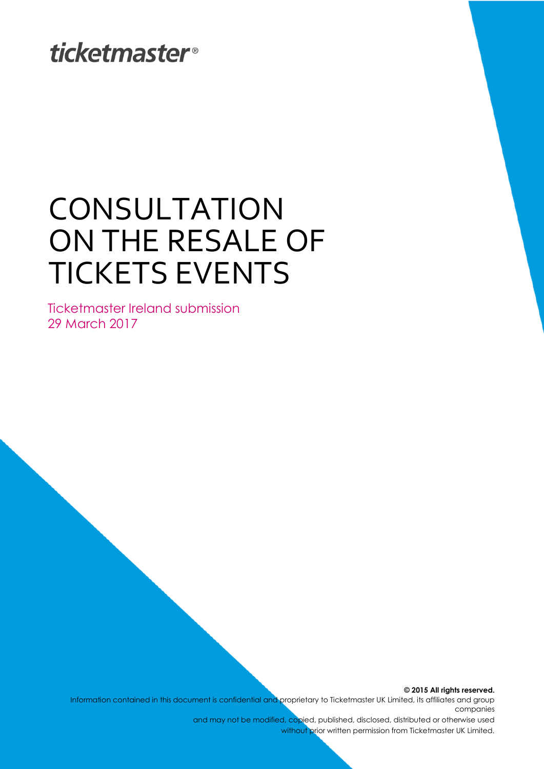ticketmaster®

# CONSULTATION ON THE RESALE OF TICKETS EVENTS

Ticketmaster Ireland submission
29 March 2017

**© 2015 All rights reserved.**
Information contained in this document is confidential and proprietary to Ticketmaster UK Limited, its affiliates and group companies and may not be modified, copied, published, disclosed, distributed or otherwise used without prior written permission from Ticketmaster UK Limited.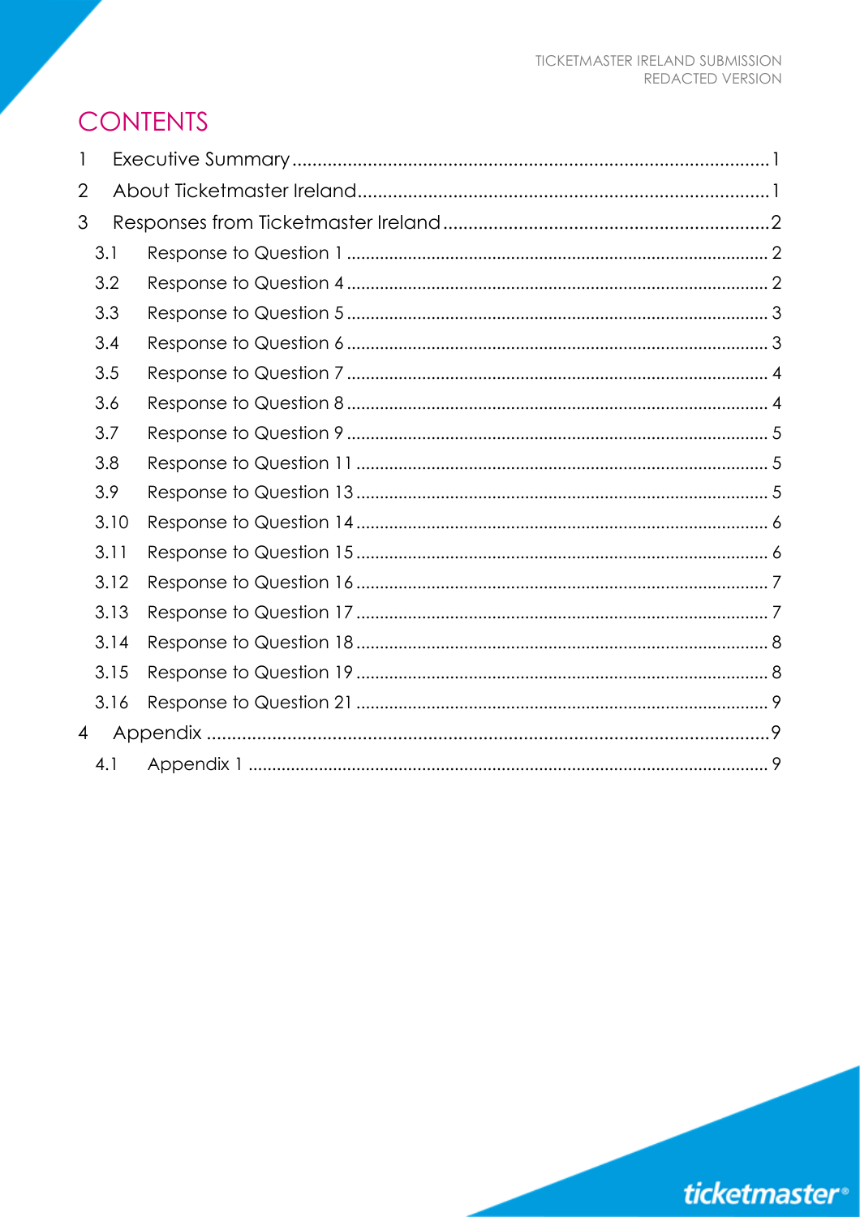# CONTENTS

1 Executive Summary ....................................................................................................1
2 About Ticketmaster Ireland.......................................................................................1
3 Responses from Ticketmaster Ireland ......................................................................2
  3.1 Response to Question 1 ........................................................................................2
  3.2 Response to Question 4 ........................................................................................2
  3.3 Response to Question 5 ........................................................................................3
  3.4 Response to Question 6 ........................................................................................3
  3.5 Response to Question 7 ........................................................................................4
  3.6 Response to Question 8 ........................................................................................4
  3.7 Response to Question 9 ........................................................................................5
  3.8 Response to Question 11 ......................................................................................5
  3.9 Response to Question 13 ......................................................................................5
  3.10 Response to Question 14 ....................................................................................6
  3.11 Response to Question 15 ....................................................................................6
  3.12 Response to Question 16 ....................................................................................7
  3.13 Response to Question 17 ....................................................................................7
  3.14 Response to Question 18 ....................................................................................8
  3.15 Response to Question 19 ....................................................................................8
  3.16 Response to Question 21 ....................................................................................9
4 Appendix .....................................................................................................................9
  4.1 Appendix 1 ............................................................................................................9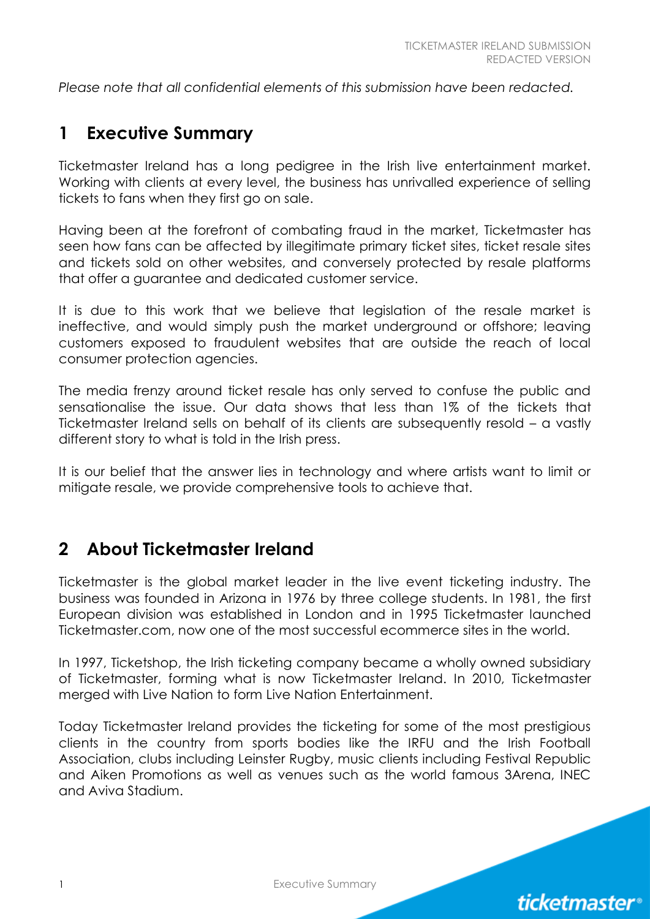*Please note that all confidential elements of this submission have been redacted.*

## 1 Executive Summary

Ticketmaster Ireland has a long pedigree in the Irish live entertainment market. Working with clients at every level, the business has unrivalled experience of selling tickets to fans when they first go on sale.

Having been at the forefront of combating fraud in the market, Ticketmaster has seen how fans can be affected by illegitimate primary ticket sites, ticket resale sites and tickets sold on other websites, and conversely protected by resale platforms that offer a guarantee and dedicated customer service.

It is due to this work that we believe that legislation of the resale market is ineffective, and would simply push the market underground or offshore; leaving customers exposed to fraudulent websites that are outside the reach of local consumer protection agencies.

The media frenzy around ticket resale has only served to confuse the public and sensationalise the issue. Our data shows that less than 1% of the tickets that Ticketmaster Ireland sells on behalf of its clients are subsequently resold – a vastly different story to what is told in the Irish press.

It is our belief that the answer lies in technology and where artists want to limit or mitigate resale, we provide comprehensive tools to achieve that.

## 2 About Ticketmaster Ireland

Ticketmaster is the global market leader in the live event ticketing industry. The business was founded in Arizona in 1976 by three college students. In 1981, the first European division was established in London and in 1995 Ticketmaster launched Ticketmaster.com, now one of the most successful ecommerce sites in the world.

In 1997, Ticketshop, the Irish ticketing company became a wholly owned subsidiary of Ticketmaster, forming what is now Ticketmaster Ireland. In 2010, Ticketmaster merged with Live Nation to form Live Nation Entertainment.

Today Ticketmaster Ireland provides the ticketing for some of the most prestigious clients in the country from sports bodies like the IRFU and the Irish Football Association, clubs including Leinster Rugby, music clients including Festival Republic and Aiken Promotions as well as venues such as the world famous 3Arena, INEC and Aviva Stadium.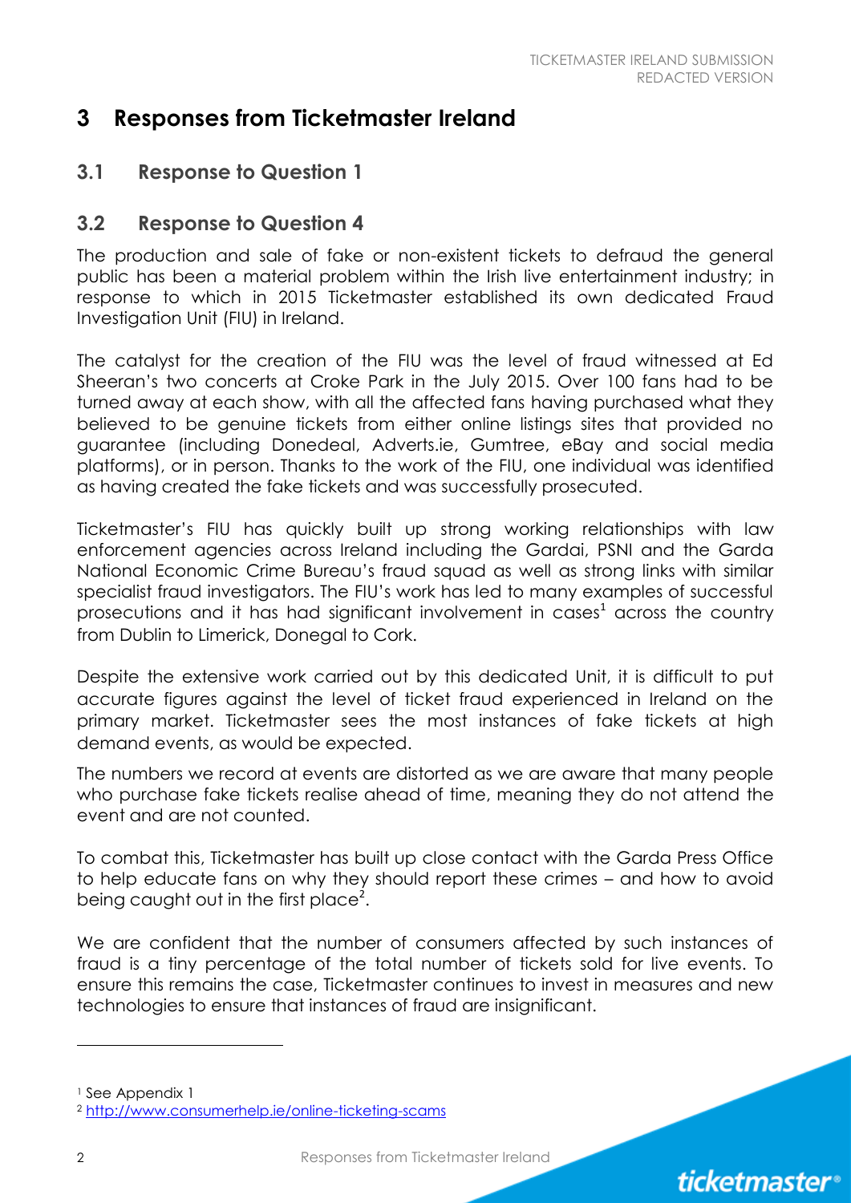# 3 Responses from Ticketmaster Ireland

## 3.1 Response to Question 1

## 3.2 Response to Question 4

The production and sale of fake or non-existent tickets to defraud the general public has been a material problem within the Irish live entertainment industry; in response to which in 2015 Ticketmaster established its own dedicated Fraud Investigation Unit (FIU) in Ireland.

The catalyst for the creation of the FIU was the level of fraud witnessed at Ed Sheeran's two concerts at Croke Park in the July 2015. Over 100 fans had to be turned away at each show, with all the affected fans having purchased what they believed to be genuine tickets from either online listings sites that provided no guarantee (including Donedeal, Adverts.ie, Gumtree, eBay and social media platforms), or in person. Thanks to the work of the FIU, one individual was identified as having created the fake tickets and was successfully prosecuted.

Ticketmaster's FIU has quickly built up strong working relationships with law enforcement agencies across Ireland including the Gardai, PSNI and the Garda National Economic Crime Bureau's fraud squad as well as strong links with similar specialist fraud investigators. The FIU's work has led to many examples of successful prosecutions and it has had significant involvement in cases[1] across the country from Dublin to Limerick, Donegal to Cork.

Despite the extensive work carried out by this dedicated Unit, it is difficult to put accurate figures against the level of ticket fraud experienced in Ireland on the primary market. Ticketmaster sees the most instances of fake tickets at high demand events, as would be expected.

The numbers we record at events are distorted as we are aware that many people who purchase fake tickets realise ahead of time, meaning they do not attend the event and are not counted.

To combat this, Ticketmaster has built up close contact with the Garda Press Office to help educate fans on why they should report these crimes – and how to avoid being caught out in the first place[2].

We are confident that the number of consumers affected by such instances of fraud is a tiny percentage of the total number of tickets sold for live events. To ensure this remains the case, Ticketmaster continues to invest in measures and new technologies to ensure that instances of fraud are insignificant.

---

[1] See Appendix 1

[2] http://www.consumerhelp.ie/online-ticketing-scams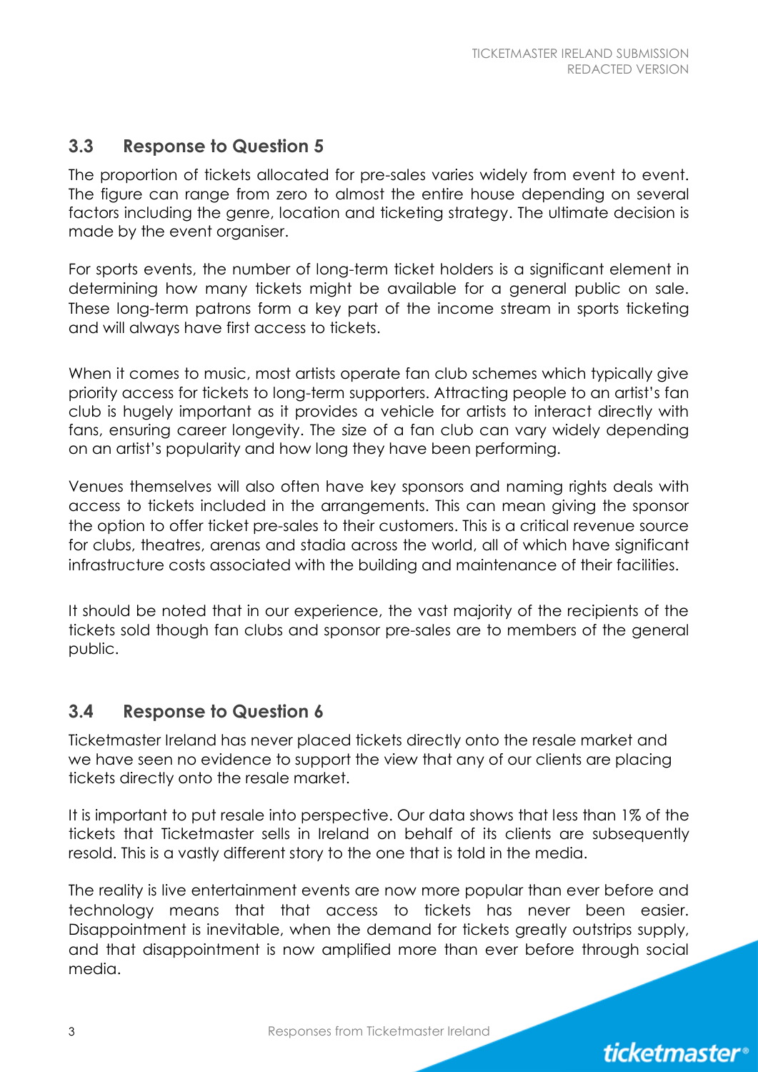## 3.3 Response to Question 5

The proportion of tickets allocated for pre-sales varies widely from event to event. The figure can range from zero to almost the entire house depending on several factors including the genre, location and ticketing strategy. The ultimate decision is made by the event organiser.

For sports events, the number of long-term ticket holders is a significant element in determining how many tickets might be available for a general public on sale. These long-term patrons form a key part of the income stream in sports ticketing and will always have first access to tickets.

When it comes to music, most artists operate fan club schemes which typically give priority access for tickets to long-term supporters. Attracting people to an artist's fan club is hugely important as it provides a vehicle for artists to interact directly with fans, ensuring career longevity. The size of a fan club can vary widely depending on an artist's popularity and how long they have been performing.

Venues themselves will also often have key sponsors and naming rights deals with access to tickets included in the arrangements. This can mean giving the sponsor the option to offer ticket pre-sales to their customers. This is a critical revenue source for clubs, theatres, arenas and stadia across the world, all of which have significant infrastructure costs associated with the building and maintenance of their facilities.

It should be noted that in our experience, the vast majority of the recipients of the tickets sold though fan clubs and sponsor pre-sales are to members of the general public.

## 3.4 Response to Question 6

Ticketmaster Ireland has never placed tickets directly onto the resale market and we have seen no evidence to support the view that any of our clients are placing tickets directly onto the resale market.

It is important to put resale into perspective. Our data shows that less than 1% of the tickets that Ticketmaster sells in Ireland on behalf of its clients are subsequently resold. This is a vastly different story to the one that is told in the media.

The reality is live entertainment events are now more popular than ever before and technology means that that access to tickets has never been easier. Disappointment is inevitable, when the demand for tickets greatly outstrips supply, and that disappointment is now amplified more than ever before through social media.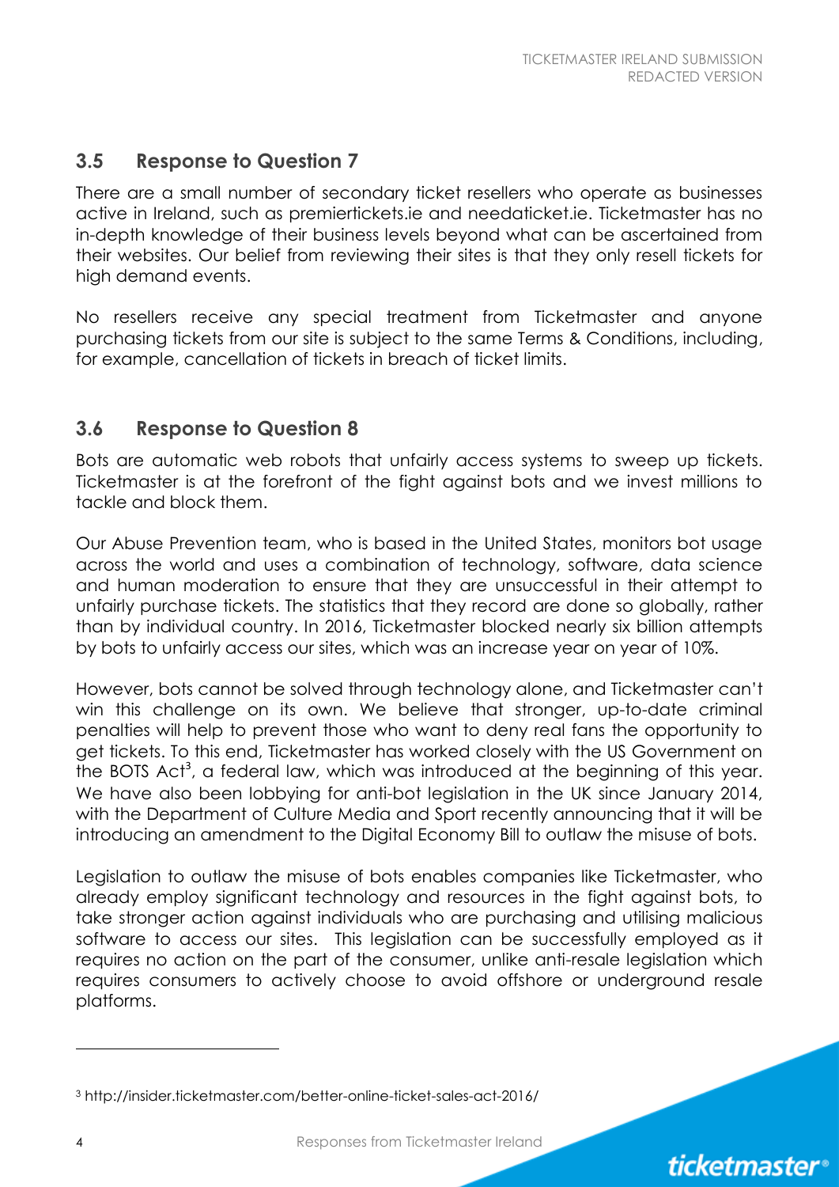## 3.5 Response to Question 7

There are a small number of secondary ticket resellers who operate as businesses active in Ireland, such as premiertickets.ie and needaticket.ie. Ticketmaster has no in-depth knowledge of their business levels beyond what can be ascertained from their websites. Our belief from reviewing their sites is that they only resell tickets for high demand events.

No resellers receive any special treatment from Ticketmaster and anyone purchasing tickets from our site is subject to the same Terms & Conditions, including, for example, cancellation of tickets in breach of ticket limits.

## 3.6 Response to Question 8

Bots are automatic web robots that unfairly access systems to sweep up tickets. Ticketmaster is at the forefront of the fight against bots and we invest millions to tackle and block them.

Our Abuse Prevention team, who is based in the United States, monitors bot usage across the world and uses a combination of technology, software, data science and human moderation to ensure that they are unsuccessful in their attempt to unfairly purchase tickets. The statistics that they record are done so globally, rather than by individual country. In 2016, Ticketmaster blocked nearly six billion attempts by bots to unfairly access our sites, which was an increase year on year of 10%.

However, bots cannot be solved through technology alone, and Ticketmaster can't win this challenge on its own. We believe that stronger, up-to-date criminal penalties will help to prevent those who want to deny real fans the opportunity to get tickets. To this end, Ticketmaster has worked closely with the US Government on the BOTS Act[3], a federal law, which was introduced at the beginning of this year. We have also been lobbying for anti-bot legislation in the UK since January 2014, with the Department of Culture Media and Sport recently announcing that it will be introducing an amendment to the Digital Economy Bill to outlaw the misuse of bots.

Legislation to outlaw the misuse of bots enables companies like Ticketmaster, who already employ significant technology and resources in the fight against bots, to take stronger action against individuals who are purchasing and utilising malicious software to access our sites. This legislation can be successfully employed as it requires no action on the part of the consumer, unlike anti-resale legislation which requires consumers to actively choose to avoid offshore or underground resale platforms.

---

[3] http://insider.ticketmaster.com/better-online-ticket-sales-act-2016/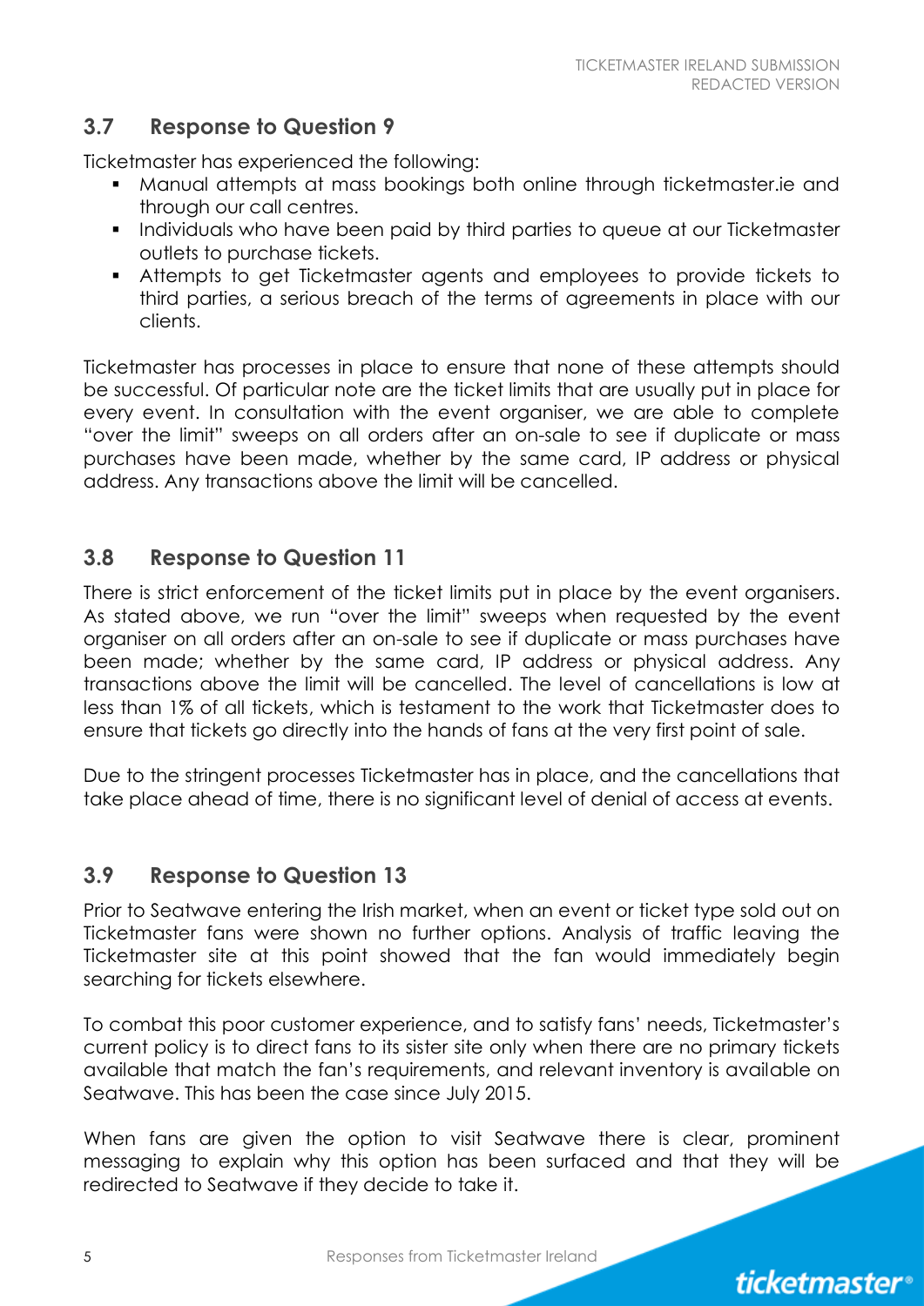## 3.7 Response to Question 9

Ticketmaster has experienced the following:

- Manual attempts at mass bookings both online through ticketmaster.ie and through our call centres.
- Individuals who have been paid by third parties to queue at our Ticketmaster outlets to purchase tickets.
- Attempts to get Ticketmaster agents and employees to provide tickets to third parties, a serious breach of the terms of agreements in place with our clients.

Ticketmaster has processes in place to ensure that none of these attempts should be successful. Of particular note are the ticket limits that are usually put in place for every event. In consultation with the event organiser, we are able to complete "over the limit" sweeps on all orders after an on-sale to see if duplicate or mass purchases have been made, whether by the same card, IP address or physical address. Any transactions above the limit will be cancelled.

## 3.8 Response to Question 11

There is strict enforcement of the ticket limits put in place by the event organisers. As stated above, we run "over the limit" sweeps when requested by the event organiser on all orders after an on-sale to see if duplicate or mass purchases have been made; whether by the same card, IP address or physical address. Any transactions above the limit will be cancelled. The level of cancellations is low at less than 1% of all tickets, which is testament to the work that Ticketmaster does to ensure that tickets go directly into the hands of fans at the very first point of sale.

Due to the stringent processes Ticketmaster has in place, and the cancellations that take place ahead of time, there is no significant level of denial of access at events.

## 3.9 Response to Question 13

Prior to Seatwave entering the Irish market, when an event or ticket type sold out on Ticketmaster fans were shown no further options. Analysis of traffic leaving the Ticketmaster site at this point showed that the fan would immediately begin searching for tickets elsewhere.

To combat this poor customer experience, and to satisfy fans' needs, Ticketmaster's current policy is to direct fans to its sister site only when there are no primary tickets available that match the fan's requirements, and relevant inventory is available on Seatwave. This has been the case since July 2015.

When fans are given the option to visit Seatwave there is clear, prominent messaging to explain why this option has been surfaced and that they will be redirected to Seatwave if they decide to take it.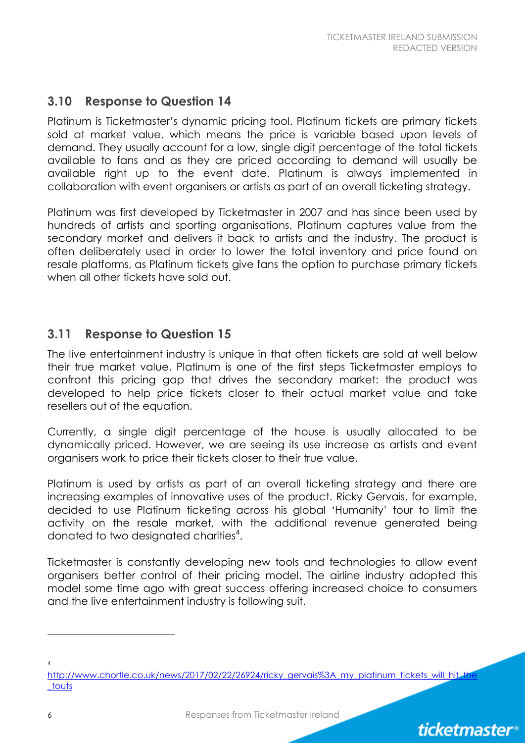## 3.10 Response to Question 14

Platinum is Ticketmaster's dynamic pricing tool. Platinum tickets are primary tickets sold at market value, which means the price is variable based upon levels of demand. They usually account for a low, single digit percentage of the total tickets available to fans and as they are priced according to demand will usually be available right up to the event date. Platinum is always implemented in collaboration with event organisers or artists as part of an overall ticketing strategy.

Platinum was first developed by Ticketmaster in 2007 and has since been used by hundreds of artists and sporting organisations. Platinum captures value from the secondary market and delivers it back to artists and the industry. The product is often deliberately used in order to lower the total inventory and price found on resale platforms, as Platinum tickets give fans the option to purchase primary tickets when all other tickets have sold out.

## 3.11 Response to Question 15

The live entertainment industry is unique in that often tickets are sold at well below their true market value. Platinum is one of the first steps Ticketmaster employs to confront this pricing gap that drives the secondary market: the product was developed to help price tickets closer to their actual market value and take resellers out of the equation.

Currently, a single digit percentage of the house is usually allocated to be dynamically priced. However, we are seeing its use increase as artists and event organisers work to price their tickets closer to their true value.

Platinum is used by artists as part of an overall ticketing strategy and there are increasing examples of innovative uses of the product. Ricky Gervais, for example, decided to use Platinum ticketing across his global 'Humanity' tour to limit the activity on the resale market, with the additional revenue generated being donated to two designated charities[4].

Ticketmaster is constantly developing new tools and technologies to allow event organisers better control of their pricing model. The airline industry adopted this model some time ago with great success offering increased choice to consumers and the live entertainment industry is following suit.

---

[4] http://www.chortle.co.uk/news/2017/02/22/26924/ricky_gervais%3A_my_platinum_tickets_will_hit_the_touts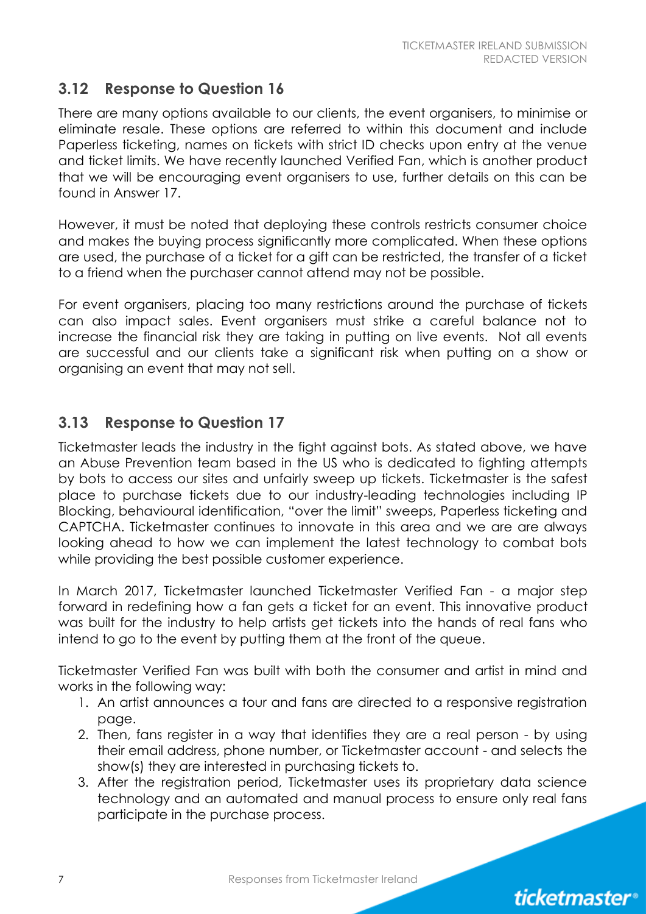## 3.12 Response to Question 16

There are many options available to our clients, the event organisers, to minimise or eliminate resale. These options are referred to within this document and include Paperless ticketing, names on tickets with strict ID checks upon entry at the venue and ticket limits. We have recently launched Verified Fan, which is another product that we will be encouraging event organisers to use, further details on this can be found in Answer 17.

However, it must be noted that deploying these controls restricts consumer choice and makes the buying process significantly more complicated. When these options are used, the purchase of a ticket for a gift can be restricted, the transfer of a ticket to a friend when the purchaser cannot attend may not be possible.

For event organisers, placing too many restrictions around the purchase of tickets can also impact sales. Event organisers must strike a careful balance not to increase the financial risk they are taking in putting on live events. Not all events are successful and our clients take a significant risk when putting on a show or organising an event that may not sell.

## 3.13 Response to Question 17

Ticketmaster leads the industry in the fight against bots. As stated above, we have an Abuse Prevention team based in the US who is dedicated to fighting attempts by bots to access our sites and unfairly sweep up tickets. Ticketmaster is the safest place to purchase tickets due to our industry-leading technologies including IP Blocking, behavioural identification, "over the limit" sweeps, Paperless ticketing and CAPTCHA. Ticketmaster continues to innovate in this area and we are are always looking ahead to how we can implement the latest technology to combat bots while providing the best possible customer experience.

In March 2017, Ticketmaster launched Ticketmaster Verified Fan - a major step forward in redefining how a fan gets a ticket for an event. This innovative product was built for the industry to help artists get tickets into the hands of real fans who intend to go to the event by putting them at the front of the queue.

Ticketmaster Verified Fan was built with both the consumer and artist in mind and works in the following way:

1. An artist announces a tour and fans are directed to a responsive registration page.
2. Then, fans register in a way that identifies they are a real person - by using their email address, phone number, or Ticketmaster account - and selects the show(s) they are interested in purchasing tickets to.
3. After the registration period, Ticketmaster uses its proprietary data science technology and an automated and manual process to ensure only real fans participate in the purchase process.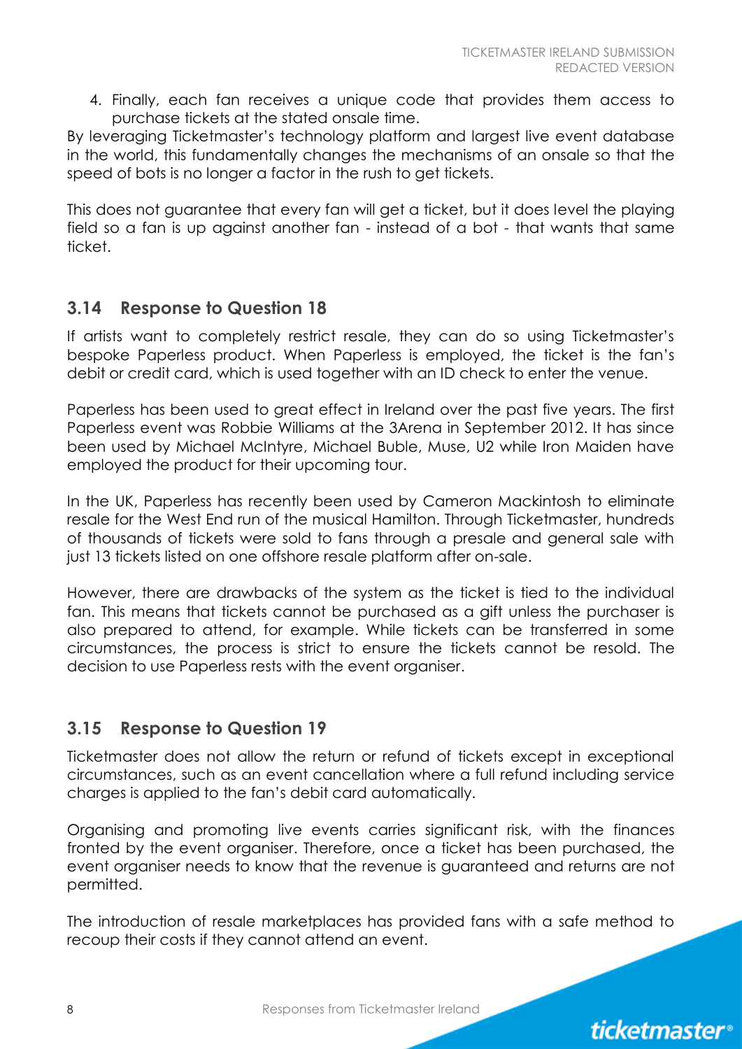4. Finally, each fan receives a unique code that provides them access to purchase tickets at the stated onsale time.

By leveraging Ticketmaster's technology platform and largest live event database in the world, this fundamentally changes the mechanisms of an onsale so that the speed of bots is no longer a factor in the rush to get tickets.

This does not guarantee that every fan will get a ticket, but it does level the playing field so a fan is up against another fan - instead of a bot - that wants that same ticket.

## 3.14 Response to Question 18

If artists want to completely restrict resale, they can do so using Ticketmaster's bespoke Paperless product. When Paperless is employed, the ticket is the fan's debit or credit card, which is used together with an ID check to enter the venue.

Paperless has been used to great effect in Ireland over the past five years. The first Paperless event was Robbie Williams at the 3Arena in September 2012. It has since been used by Michael McIntyre, Michael Buble, Muse, U2 while Iron Maiden have employed the product for their upcoming tour.

In the UK, Paperless has recently been used by Cameron Mackintosh to eliminate resale for the West End run of the musical Hamilton. Through Ticketmaster, hundreds of thousands of tickets were sold to fans through a presale and general sale with just 13 tickets listed on one offshore resale platform after on-sale.

However, there are drawbacks of the system as the ticket is tied to the individual fan. This means that tickets cannot be purchased as a gift unless the purchaser is also prepared to attend, for example. While tickets can be transferred in some circumstances, the process is strict to ensure the tickets cannot be resold. The decision to use Paperless rests with the event organiser.

## 3.15 Response to Question 19

Ticketmaster does not allow the return or refund of tickets except in exceptional circumstances, such as an event cancellation where a full refund including service charges is applied to the fan's debit card automatically.

Organising and promoting live events carries significant risk, with the finances fronted by the event organiser. Therefore, once a ticket has been purchased, the event organiser needs to know that the revenue is guaranteed and returns are not permitted.

The introduction of resale marketplaces has provided fans with a safe method to recoup their costs if they cannot attend an event.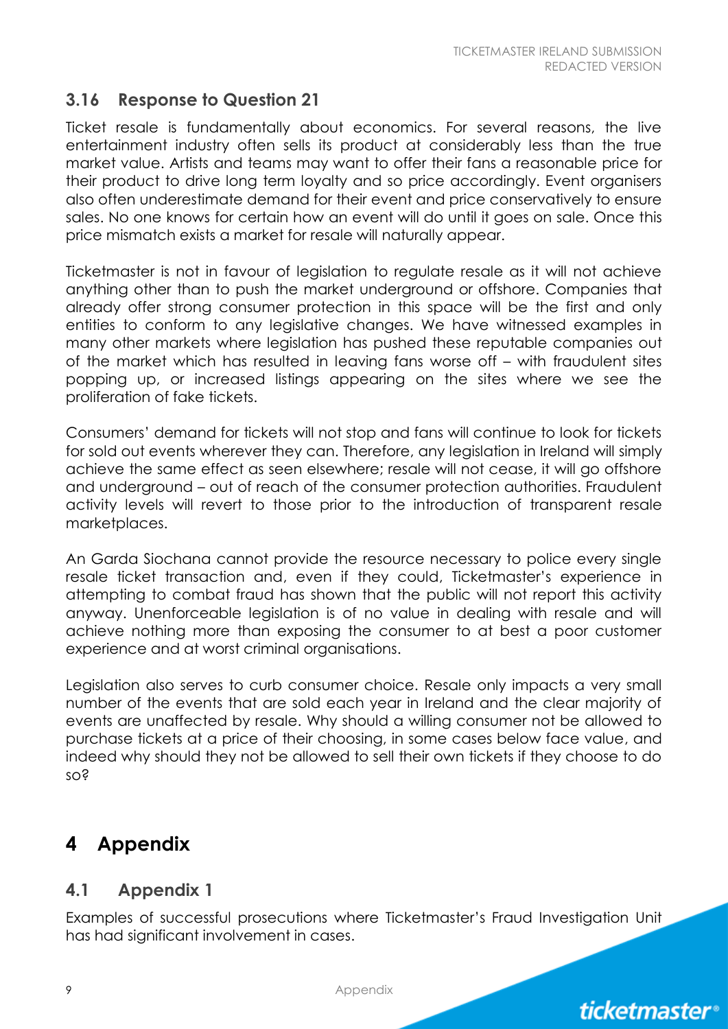### 3.16 Response to Question 21

Ticket resale is fundamentally about economics. For several reasons, the live entertainment industry often sells its product at considerably less than the true market value. Artists and teams may want to offer their fans a reasonable price for their product to drive long term loyalty and so price accordingly. Event organisers also often underestimate demand for their event and price conservatively to ensure sales. No one knows for certain how an event will do until it goes on sale. Once this price mismatch exists a market for resale will naturally appear.

Ticketmaster is not in favour of legislation to regulate resale as it will not achieve anything other than to push the market underground or offshore. Companies that already offer strong consumer protection in this space will be the first and only entities to conform to any legislative changes. We have witnessed examples in many other markets where legislation has pushed these reputable companies out of the market which has resulted in leaving fans worse off – with fraudulent sites popping up, or increased listings appearing on the sites where we see the proliferation of fake tickets.

Consumers' demand for tickets will not stop and fans will continue to look for tickets for sold out events wherever they can. Therefore, any legislation in Ireland will simply achieve the same effect as seen elsewhere; resale will not cease, it will go offshore and underground – out of reach of the consumer protection authorities. Fraudulent activity levels will revert to those prior to the introduction of transparent resale marketplaces.

An Garda Siochana cannot provide the resource necessary to police every single resale ticket transaction and, even if they could, Ticketmaster's experience in attempting to combat fraud has shown that the public will not report this activity anyway. Unenforceable legislation is of no value in dealing with resale and will achieve nothing more than exposing the consumer to at best a poor customer experience and at worst criminal organisations.

Legislation also serves to curb consumer choice. Resale only impacts a very small number of the events that are sold each year in Ireland and the clear majority of events are unaffected by resale. Why should a willing consumer not be allowed to purchase tickets at a price of their choosing, in some cases below face value, and indeed why should they not be allowed to sell their own tickets if they choose to do so?

# 4 Appendix

### 4.1 Appendix 1

Examples of successful prosecutions where Ticketmaster's Fraud Investigation Unit has had significant involvement in cases.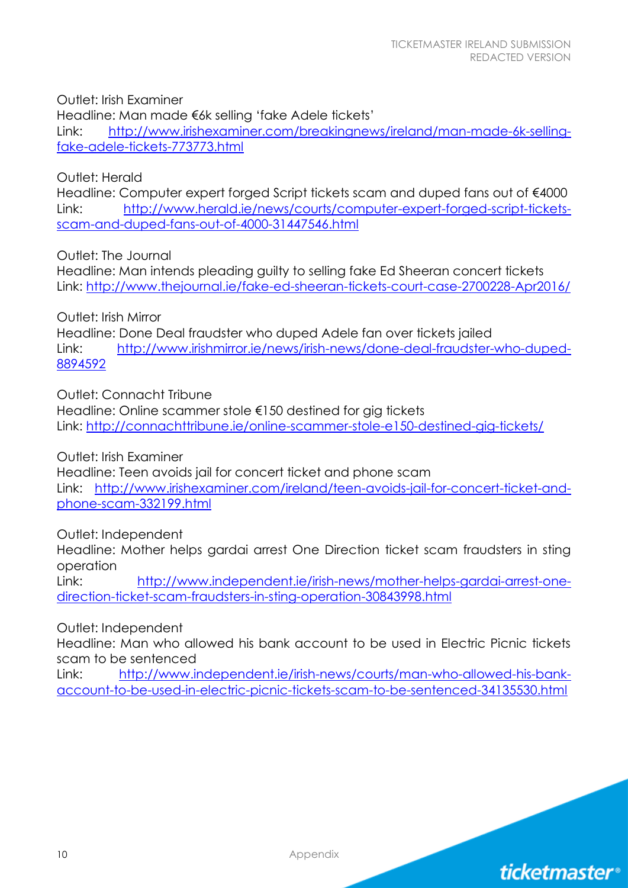Outlet: Irish Examiner
Headline: Man made €6k selling 'fake Adele tickets'
Link: http://www.irishexaminer.com/breakingnews/ireland/man-made-6k-selling-fake-adele-tickets-773773.html

Outlet: Herald
Headline: Computer expert forged Script tickets scam and duped fans out of €4000
Link: http://www.herald.ie/news/courts/computer-expert-forged-script-tickets-scam-and-duped-fans-out-of-4000-31447546.html

Outlet: The Journal
Headline: Man intends pleading guilty to selling fake Ed Sheeran concert tickets
Link: http://www.thejournal.ie/fake-ed-sheeran-tickets-court-case-2700228-Apr2016/

Outlet: Irish Mirror
Headline: Done Deal fraudster who duped Adele fan over tickets jailed
Link: http://www.irishmirror.ie/news/irish-news/done-deal-fraudster-who-duped-8894592

Outlet: Connacht Tribune
Headline: Online scammer stole €150 destined for gig tickets
Link: http://connachttribune.ie/online-scammer-stole-e150-destined-gig-tickets/

Outlet: Irish Examiner
Headline: Teen avoids jail for concert ticket and phone scam
Link: http://www.irishexaminer.com/ireland/teen-avoids-jail-for-concert-ticket-and-phone-scam-332199.html

Outlet: Independent
Headline: Mother helps gardai arrest One Direction ticket scam fraudsters in sting operation
Link: http://www.independent.ie/irish-news/mother-helps-gardai-arrest-one-direction-ticket-scam-fraudsters-in-sting-operation-30843998.html

Outlet: Independent
Headline: Man who allowed his bank account to be used in Electric Picnic tickets scam to be sentenced
Link: http://www.independent.ie/irish-news/courts/man-who-allowed-his-bank-account-to-be-used-in-electric-picnic-tickets-scam-to-be-sentenced-34135530.html